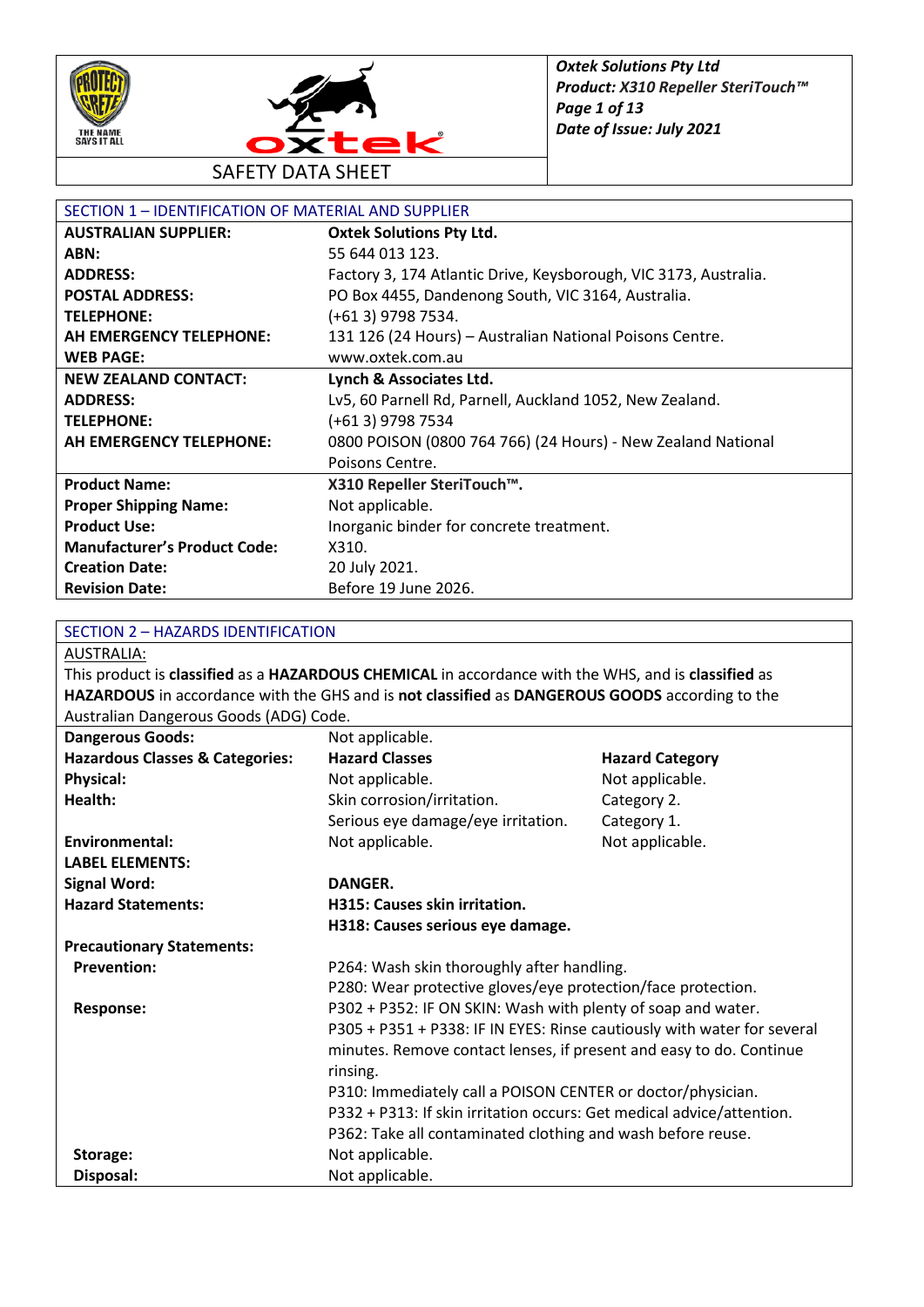# SAFETY DATA SHEET

*Oxtek Solutions Pty Ltd*
*Product: X310 Repeller SteriTouch™*
*Date of Issue: July 2021*

## SECTION 1 – IDENTIFICATION OF MATERIAL AND SUPPLIER

| | |
|---|---|
| **AUSTRALIAN SUPPLIER:** | **Oxtek Solutions Pty Ltd.** |
| **ABN:** | 55 644 013 123. |
| **ADDRESS:** | Factory 3, 174 Atlantic Drive, Keysborough, VIC 3173, Australia. |
| **POSTAL ADDRESS:** | PO Box 4455, Dandenong South, VIC 3164, Australia. |
| **TELEPHONE:** | (+61 3) 9798 7534. |
| **AH EMERGENCY TELEPHONE:** | 131 126 (24 Hours) – Australian National Poisons Centre. |
| **WEB PAGE:** | www.oxtek.com.au |
| **NEW ZEALAND CONTACT:** | **Lynch & Associates Ltd.** |
| **ADDRESS:** | Lv5, 60 Parnell Rd, Parnell, Auckland 1052, New Zealand. |
| **TELEPHONE:** | (+61 3) 9798 7534 |
| **AH EMERGENCY TELEPHONE:** | 0800 POISON (0800 764 766) (24 Hours) - New Zealand National Poisons Centre. |
| **Product Name:** | **X310 Repeller SteriTouch™.** |
| **Proper Shipping Name:** | Not applicable. |
| **Product Use:** | Inorganic binder for concrete treatment. |
| **Manufacturer's Product Code:** | X310. |
| **Creation Date:** | 20 July 2021. |
| **Revision Date:** | Before 19 June 2026. |

## SECTION 2 – HAZARDS IDENTIFICATION

AUSTRALIA:

This product is **classified** as a **HAZARDOUS CHEMICAL** in accordance with the WHS, and is **classified** as **HAZARDOUS** in accordance with the GHS and is **not classified** as **DANGEROUS GOODS** according to the Australian Dangerous Goods (ADG) Code.

| | | |
|---|---|---|
| **Dangerous Goods:** | Not applicable. | |
| **Hazardous Classes & Categories:** | **Hazard Classes** | **Hazard Category** |
| **Physical:** | Not applicable. | Not applicable. |
| **Health:** | Skin corrosion/irritation. | Category 2. |
| | Serious eye damage/eye irritation. | Category 1. |
| **Environmental:** | Not applicable. | Not applicable. |

**LABEL ELEMENTS:**

**Signal Word:** **DANGER.**

**Hazard Statements:**
**H315: Causes skin irritation.**
**H318: Causes serious eye damage.**

**Precautionary Statements:**

**Prevention:**
P264: Wash skin thoroughly after handling.
P280: Wear protective gloves/eye protection/face protection.

**Response:**
P302 + P352: IF ON SKIN: Wash with plenty of soap and water.
P305 + P351 + P338: IF IN EYES: Rinse cautiously with water for several minutes. Remove contact lenses, if present and easy to do. Continue rinsing.
P310: Immediately call a POISON CENTER or doctor/physician.
P332 + P313: If skin irritation occurs: Get medical advice/attention.
P362: Take all contaminated clothing and wash before reuse.

**Storage:** Not applicable.

**Disposal:** Not applicable.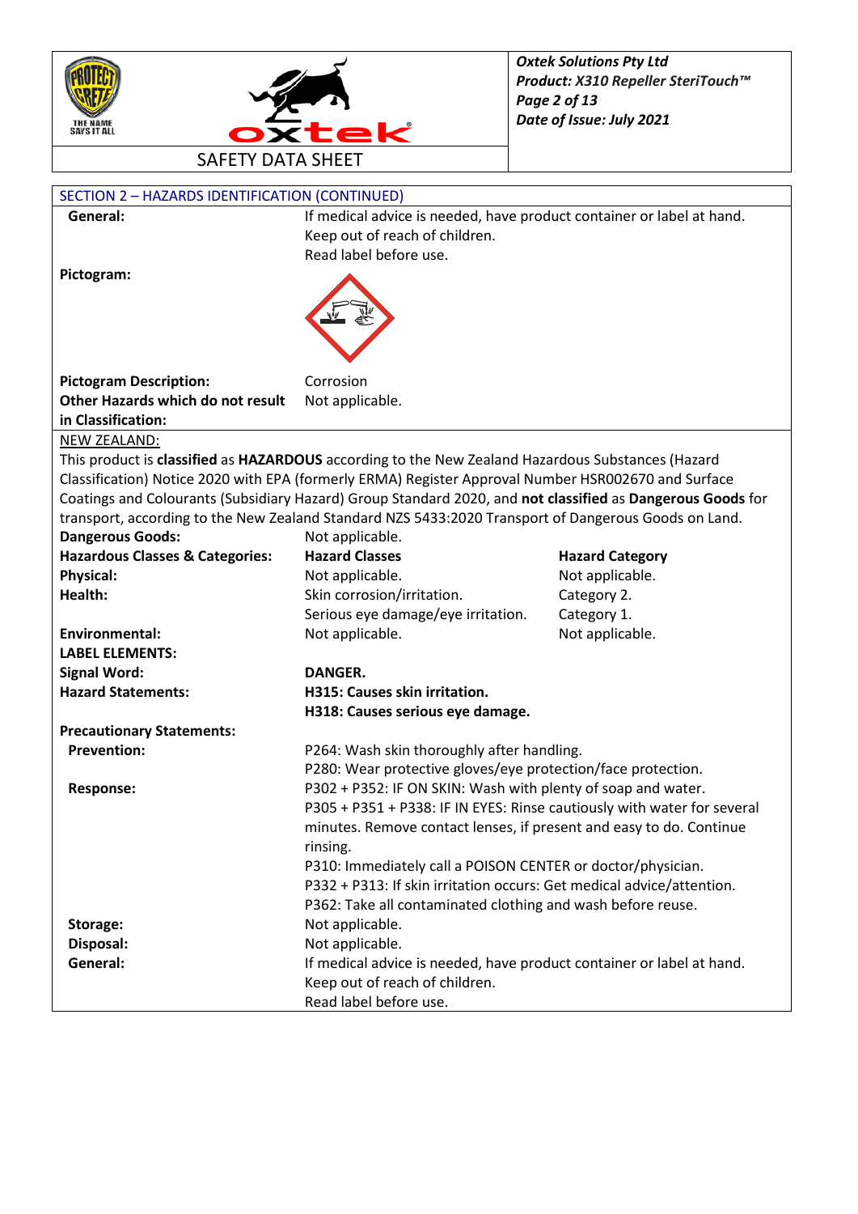## SECTION 2 – HAZARDS IDENTIFICATION (CONTINUED)

| | |
|---|---|
| **General:** | If medical advice is needed, have product container or label at hand.<br>Keep out of reach of children.<br>Read label before use. |
| **Pictogram:** | |
| **Pictogram Description:** | Corrosion |
| **Other Hazards which do not result in Classification:** | Not applicable. |

NEW ZEALAND:

This product is **classified** as **HAZARDOUS** according to the New Zealand Hazardous Substances (Hazard Classification) Notice 2020 with EPA (formerly ERMA) Register Approval Number HSR002670 and Surface Coatings and Colourants (Subsidiary Hazard) Group Standard 2020, and **not classified** as **Dangerous Goods** for transport, according to the New Zealand Standard NZS 5433:2020 Transport of Dangerous Goods on Land.

| | | |
|---|---|---|
| **Dangerous Goods:** | Not applicable. | |
| **Hazardous Classes & Categories:** | **Hazard Classes** | **Hazard Category** |
| **Physical:** | Not applicable. | Not applicable. |
| **Health:** | Skin corrosion/irritation. | Category 2. |
| | Serious eye damage/eye irritation. | Category 1. |
| **Environmental:** | Not applicable. | Not applicable. |

**LABEL ELEMENTS:**

| | |
|---|---|
| **Signal Word:** | **DANGER.** |
| **Hazard Statements:** | **H315: Causes skin irritation.**<br>**H318: Causes serious eye damage.** |

**Precautionary Statements:**

| | |
|---|---|
| **Prevention:** | P264: Wash skin thoroughly after handling.<br>P280: Wear protective gloves/eye protection/face protection. |
| **Response:** | P302 + P352: IF ON SKIN: Wash with plenty of soap and water.<br>P305 + P351 + P338: IF IN EYES: Rinse cautiously with water for several minutes. Remove contact lenses, if present and easy to do. Continue rinsing.<br>P310: Immediately call a POISON CENTER or doctor/physician.<br>P332 + P313: If skin irritation occurs: Get medical advice/attention.<br>P362: Take all contaminated clothing and wash before reuse. |
| **Storage:** | Not applicable. |
| **Disposal:** | Not applicable. |
| **General:** | If medical advice is needed, have product container or label at hand.<br>Keep out of reach of children.<br>Read label before use. |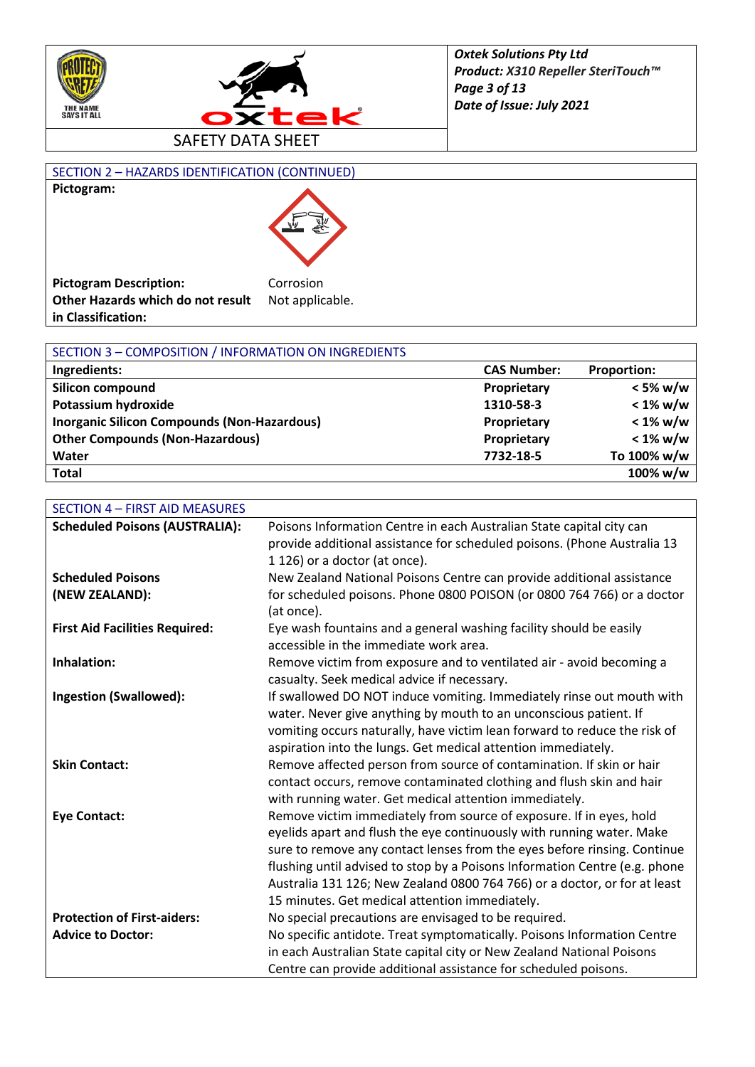## SECTION 2 – HAZARDS IDENTIFICATION (CONTINUED)

**Pictogram:**

**Pictogram Description:** Corrosion

**Other Hazards which do not result in Classification:** Not applicable.

## SECTION 3 – COMPOSITION / INFORMATION ON INGREDIENTS

| Ingredients: | CAS Number: | Proportion: |
|---|---|---|
| **Silicon compound** | **Proprietary** | **< 5% w/w** |
| **Potassium hydroxide** | **1310-58-3** | **< 1% w/w** |
| **Inorganic Silicon Compounds (Non-Hazardous)** | **Proprietary** | **< 1% w/w** |
| **Other Compounds (Non-Hazardous)** | **Proprietary** | **< 1% w/w** |
| **Water** | **7732-18-5** | **To 100% w/w** |
| **Total** | | **100% w/w** |

## SECTION 4 – FIRST AID MEASURES

**Scheduled Poisons (AUSTRALIA):** Poisons Information Centre in each Australian State capital city can provide additional assistance for scheduled poisons. (Phone Australia 13 1 126) or a doctor (at once).

**Scheduled Poisons (NEW ZEALAND):** New Zealand National Poisons Centre can provide additional assistance for scheduled poisons. Phone 0800 POISON (or 0800 764 766) or a doctor (at once).

**First Aid Facilities Required:** Eye wash fountains and a general washing facility should be easily accessible in the immediate work area.

**Inhalation:** Remove victim from exposure and to ventilated air - avoid becoming a casualty. Seek medical advice if necessary.

**Ingestion (Swallowed):** If swallowed DO NOT induce vomiting. Immediately rinse out mouth with water. Never give anything by mouth to an unconscious patient. If vomiting occurs naturally, have victim lean forward to reduce the risk of aspiration into the lungs. Get medical attention immediately.

**Skin Contact:** Remove affected person from source of contamination. If skin or hair contact occurs, remove contaminated clothing and flush skin and hair with running water. Get medical attention immediately.

**Eye Contact:** Remove victim immediately from source of exposure. If in eyes, hold eyelids apart and flush the eye continuously with running water. Make sure to remove any contact lenses from the eyes before rinsing. Continue flushing until advised to stop by a Poisons Information Centre (e.g. phone Australia 131 126; New Zealand 0800 764 766) or a doctor, or for at least 15 minutes. Get medical attention immediately.

**Protection of First-aiders:** No special precautions are envisaged to be required.

**Advice to Doctor:** No specific antidote. Treat symptomatically. Poisons Information Centre in each Australian State capital city or New Zealand National Poisons Centre can provide additional assistance for scheduled poisons.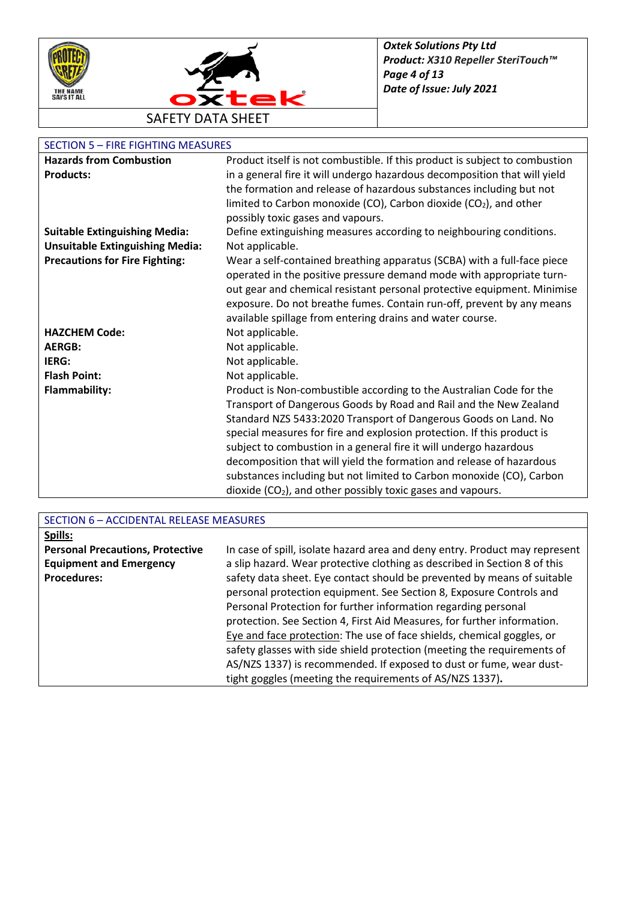## SECTION 5 – FIRE FIGHTING MEASURES

| | |
|---|---|
| **Hazards from Combustion Products:** | Product itself is not combustible. If this product is subject to combustion in a general fire it will undergo hazardous decomposition that will yield the formation and release of hazardous substances including but not limited to Carbon monoxide (CO), Carbon dioxide ($CO_2$), and other possibly toxic gases and vapours. |
| **Suitable Extinguishing Media:** | Define extinguishing measures according to neighbouring conditions. |
| **Unsuitable Extinguishing Media:** | Not applicable. |
| **Precautions for Fire Fighting:** | Wear a self-contained breathing apparatus (SCBA) with a full-face piece operated in the positive pressure demand mode with appropriate turn-out gear and chemical resistant personal protective equipment. Minimise exposure. Do not breathe fumes. Contain run-off, prevent by any means available spillage from entering drains and water course. |
| **HAZCHEM Code:** | Not applicable. |
| **AERGB:** | Not applicable. |
| **IERG:** | Not applicable. |
| **Flash Point:** | Not applicable. |
| **Flammability:** | Product is Non-combustible according to the Australian Code for the Transport of Dangerous Goods by Road and Rail and the New Zealand Standard NZS 5433:2020 Transport of Dangerous Goods on Land. No special measures for fire and explosion protection. If this product is subject to combustion in a general fire it will undergo hazardous decomposition that will yield the formation and release of hazardous substances including but not limited to Carbon monoxide (CO), Carbon dioxide ($CO_2$), and other possibly toxic gases and vapours. |

## SECTION 6 – ACCIDENTAL RELEASE MEASURES

**Spills:**

| | |
|---|---|
| **Personal Precautions, Protective Equipment and Emergency Procedures:** | In case of spill, isolate hazard area and deny entry. Product may represent a slip hazard. Wear protective clothing as described in Section 8 of this safety data sheet. Eye contact should be prevented by means of suitable personal protection equipment. See Section 8, Exposure Controls and Personal Protection for further information regarding personal protection. See Section 4, First Aid Measures, for further information. Eye and face protection: The use of face shields, chemical goggles, or safety glasses with side shield protection (meeting the requirements of AS/NZS 1337) is recommended. If exposed to dust or fume, wear dust-tight goggles (meeting the requirements of AS/NZS 1337). |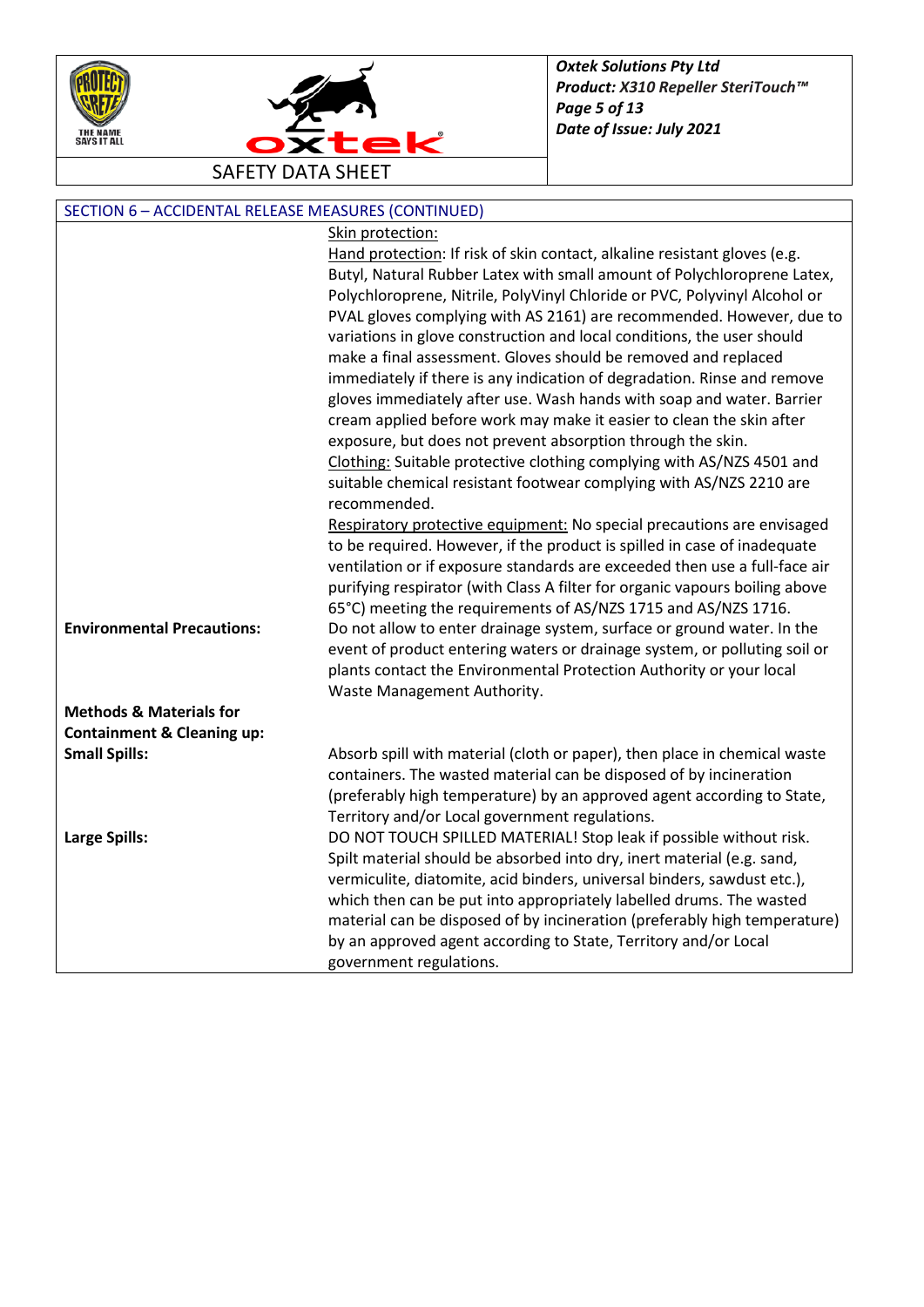## SECTION 6 – ACCIDENTAL RELEASE MEASURES (CONTINUED)

Skin protection:

Hand protection: If risk of skin contact, alkaline resistant gloves (e.g. Butyl, Natural Rubber Latex with small amount of Polychloroprene Latex, Polychloroprene, Nitrile, PolyVinyl Chloride or PVC, Polyvinyl Alcohol or PVAL gloves complying with AS 2161) are recommended. However, due to variations in glove construction and local conditions, the user should make a final assessment. Gloves should be removed and replaced immediately if there is any indication of degradation. Rinse and remove gloves immediately after use. Wash hands with soap and water. Barrier cream applied before work may make it easier to clean the skin after exposure, but does not prevent absorption through the skin.

Clothing: Suitable protective clothing complying with AS/NZS 4501 and suitable chemical resistant footwear complying with AS/NZS 2210 are recommended.

Respiratory protective equipment: No special precautions are envisaged to be required. However, if the product is spilled in case of inadequate ventilation or if exposure standards are exceeded then use a full-face air purifying respirator (with Class A filter for organic vapours boiling above 65°C) meeting the requirements of AS/NZS 1715 and AS/NZS 1716.

**Environmental Precautions:** Do not allow to enter drainage system, surface or ground water. In the event of product entering waters or drainage system, or polluting soil or plants contact the Environmental Protection Authority or your local Waste Management Authority.

**Methods & Materials for Containment & Cleaning up:**

**Small Spills:** Absorb spill with material (cloth or paper), then place in chemical waste containers. The wasted material can be disposed of by incineration (preferably high temperature) by an approved agent according to State, Territory and/or Local government regulations.

**Large Spills:** DO NOT TOUCH SPILLED MATERIAL! Stop leak if possible without risk. Spilt material should be absorbed into dry, inert material (e.g. sand, vermiculite, diatomite, acid binders, universal binders, sawdust etc.), which then can be put into appropriately labelled drums. The wasted material can be disposed of by incineration (preferably high temperature) by an approved agent according to State, Territory and/or Local government regulations.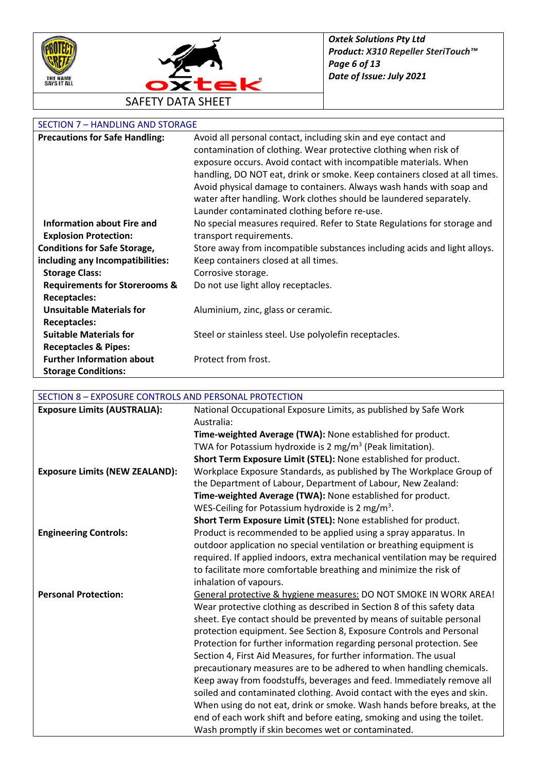## SECTION 7 – HANDLING AND STORAGE

| | |
|---|---|
| **Precautions for Safe Handling:** | Avoid all personal contact, including skin and eye contact and contamination of clothing. Wear protective clothing when risk of exposure occurs. Avoid contact with incompatible materials. When handling, DO NOT eat, drink or smoke. Keep containers closed at all times. Avoid physical damage to containers. Always wash hands with soap and water after handling. Work clothes should be laundered separately. Launder contaminated clothing before re-use. |
| **Information about Fire and Explosion Protection:** | No special measures required. Refer to State Regulations for storage and transport requirements. |
| **Conditions for Safe Storage, including any Incompatibilities:** | Store away from incompatible substances including acids and light alloys. Keep containers closed at all times. |
| **Storage Class:** | Corrosive storage. |
| **Requirements for Storerooms & Receptacles:** | Do not use light alloy receptacles. |
| **Unsuitable Materials for Receptacles:** | Aluminium, zinc, glass or ceramic. |
| **Suitable Materials for Receptacles & Pipes:** | Steel or stainless steel. Use polyolefin receptacles. |
| **Further Information about Storage Conditions:** | Protect from frost. |

## SECTION 8 – EXPOSURE CONTROLS AND PERSONAL PROTECTION

| | |
|---|---|
| **Exposure Limits (AUSTRALIA):** | National Occupational Exposure Limits, as published by Safe Work Australia:<br>**Time-weighted Average (TWA):** None established for product.<br>TWA for Potassium hydroxide is 2 $mg/m^3$ (Peak limitation).<br>**Short Term Exposure Limit (STEL):** None established for product. |
| **Exposure Limits (NEW ZEALAND):** | Workplace Exposure Standards, as published by The Workplace Group of the Department of Labour, Department of Labour, New Zealand:<br>**Time-weighted Average (TWA):** None established for product.<br>WES-Ceiling for Potassium hydroxide is 2 $mg/m^3$.<br>**Short Term Exposure Limit (STEL):** None established for product. |
| **Engineering Controls:** | Product is recommended to be applied using a spray apparatus. In outdoor application no special ventilation or breathing equipment is required. If applied indoors, extra mechanical ventilation may be required to facilitate more comfortable breathing and minimize the risk of inhalation of vapours. |
| **Personal Protection:** | General protective & hygiene measures: DO NOT SMOKE IN WORK AREA! Wear protective clothing as described in Section 8 of this safety data sheet. Eye contact should be prevented by means of suitable personal protection equipment. See Section 8, Exposure Controls and Personal Protection for further information regarding personal protection. See Section 4, First Aid Measures, for further information. The usual precautionary measures are to be adhered to when handling chemicals. Keep away from foodstuffs, beverages and feed. Immediately remove all soiled and contaminated clothing. Avoid contact with the eyes and skin. When using do not eat, drink or smoke. Wash hands before breaks, at the end of each work shift and before eating, smoking and using the toilet. Wash promptly if skin becomes wet or contaminated. |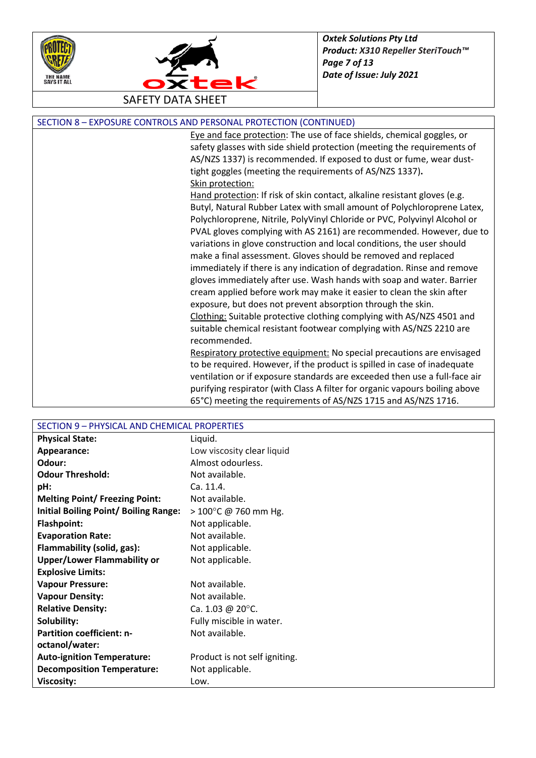## SECTION 8 – EXPOSURE CONTROLS AND PERSONAL PROTECTION (CONTINUED)

Eye and face protection: The use of face shields, chemical goggles, or safety glasses with side shield protection (meeting the requirements of AS/NZS 1337) is recommended. If exposed to dust or fume, wear dust-tight goggles (meeting the requirements of AS/NZS 1337).

Skin protection:

Hand protection: If risk of skin contact, alkaline resistant gloves (e.g. Butyl, Natural Rubber Latex with small amount of Polychloroprene Latex, Polychloroprene, Nitrile, PolyVinyl Chloride or PVC, Polyvinyl Alcohol or PVAL gloves complying with AS 2161) are recommended. However, due to variations in glove construction and local conditions, the user should make a final assessment. Gloves should be removed and replaced immediately if there is any indication of degradation. Rinse and remove gloves immediately after use. Wash hands with soap and water. Barrier cream applied before work may make it easier to clean the skin after exposure, but does not prevent absorption through the skin.

Clothing: Suitable protective clothing complying with AS/NZS 4501 and suitable chemical resistant footwear complying with AS/NZS 2210 are recommended.

Respiratory protective equipment: No special precautions are envisaged to be required. However, if the product is spilled in case of inadequate ventilation or if exposure standards are exceeded then use a full-face air purifying respirator (with Class A filter for organic vapours boiling above 65°C) meeting the requirements of AS/NZS 1715 and AS/NZS 1716.

## SECTION 9 – PHYSICAL AND CHEMICAL PROPERTIES

| Property | Value |
|---|---|
| **Physical State:** | Liquid. |
| **Appearance:** | Low viscosity clear liquid |
| **Odour:** | Almost odourless. |
| **Odour Threshold:** | Not available. |
| **pH:** | Ca. 11.4. |
| **Melting Point/ Freezing Point:** | Not available. |
| **Initial Boiling Point/ Boiling Range:** | > 100°C @ 760 mm Hg. |
| **Flashpoint:** | Not applicable. |
| **Evaporation Rate:** | Not available. |
| **Flammability (solid, gas):** | Not applicable. |
| **Upper/Lower Flammability or Explosive Limits:** | Not applicable. |
| **Vapour Pressure:** | Not available. |
| **Vapour Density:** | Not available. |
| **Relative Density:** | Ca. 1.03 @ 20°C. |
| **Solubility:** | Fully miscible in water. |
| **Partition coefficient: n-octanol/water:** | Not available. |
| **Auto-ignition Temperature:** | Product is not self igniting. |
| **Decomposition Temperature:** | Not applicable. |
| **Viscosity:** | Low. |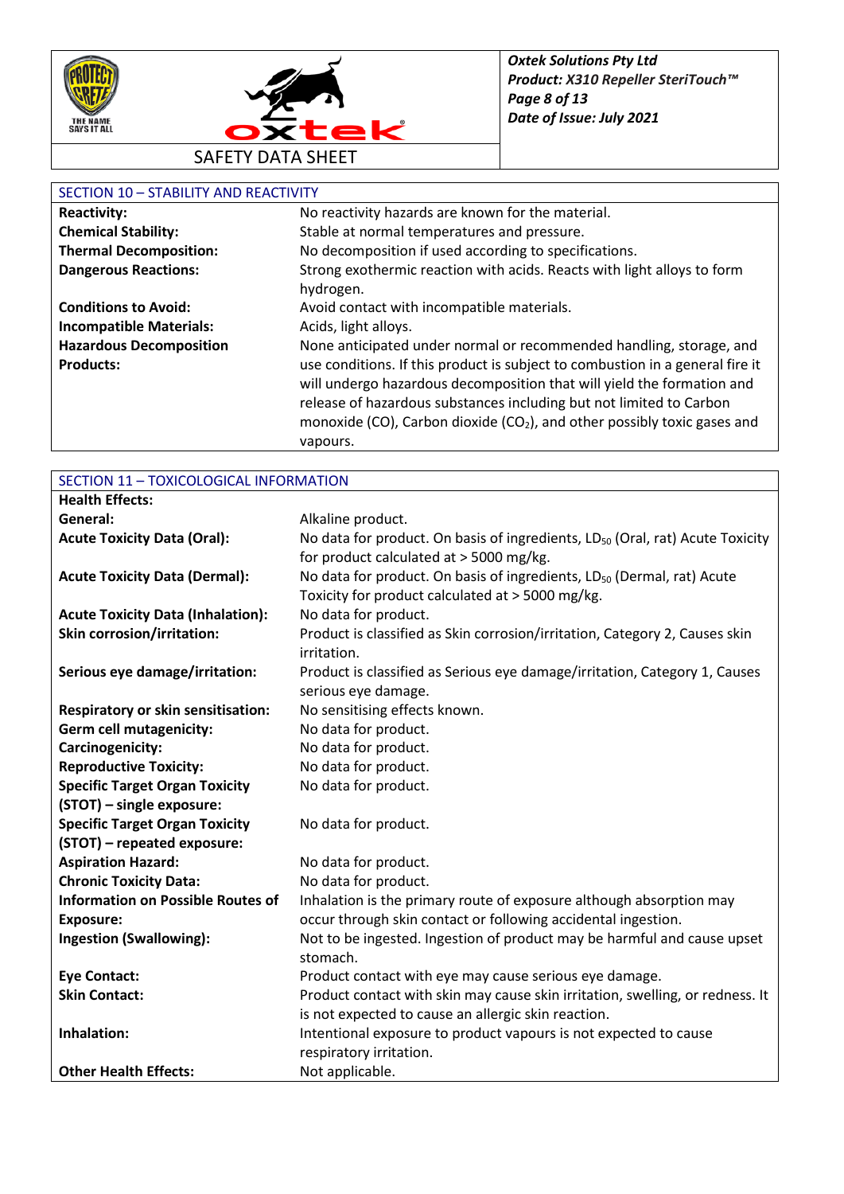## SECTION 10 – STABILITY AND REACTIVITY

| | |
|---|---|
| **Reactivity:** | No reactivity hazards are known for the material. |
| **Chemical Stability:** | Stable at normal temperatures and pressure. |
| **Thermal Decomposition:** | No decomposition if used according to specifications. |
| **Dangerous Reactions:** | Strong exothermic reaction with acids. Reacts with light alloys to form hydrogen. |
| **Conditions to Avoid:** | Avoid contact with incompatible materials. |
| **Incompatible Materials:** | Acids, light alloys. |
| **Hazardous Decomposition Products:** | None anticipated under normal or recommended handling, storage, and use conditions. If this product is subject to combustion in a general fire it will undergo hazardous decomposition that will yield the formation and release of hazardous substances including but not limited to Carbon monoxide (CO), Carbon dioxide ($CO_2$), and other possibly toxic gases and vapours. |

## SECTION 11 – TOXICOLOGICAL INFORMATION

| | |
|---|---|
| **Health Effects:** | |
| **General:** | Alkaline product. |
| **Acute Toxicity Data (Oral):** | No data for product. On basis of ingredients, $LD_{50}$ (Oral, rat) Acute Toxicity for product calculated at > 5000 mg/kg. |
| **Acute Toxicity Data (Dermal):** | No data for product. On basis of ingredients, $LD_{50}$ (Dermal, rat) Acute Toxicity for product calculated at > 5000 mg/kg. |
| **Acute Toxicity Data (Inhalation):** | No data for product. |
| **Skin corrosion/irritation:** | Product is classified as Skin corrosion/irritation, Category 2, Causes skin irritation. |
| **Serious eye damage/irritation:** | Product is classified as Serious eye damage/irritation, Category 1, Causes serious eye damage. |
| **Respiratory or skin sensitisation:** | No sensitising effects known. |
| **Germ cell mutagenicity:** | No data for product. |
| **Carcinogenicity:** | No data for product. |
| **Reproductive Toxicity:** | No data for product. |
| **Specific Target Organ Toxicity (STOT) – single exposure:** | No data for product. |
| **Specific Target Organ Toxicity (STOT) – repeated exposure:** | No data for product. |
| **Aspiration Hazard:** | No data for product. |
| **Chronic Toxicity Data:** | No data for product. |
| **Information on Possible Routes of Exposure:** | Inhalation is the primary route of exposure although absorption may occur through skin contact or following accidental ingestion. |
| **Ingestion (Swallowing):** | Not to be ingested. Ingestion of product may be harmful and cause upset stomach. |
| **Eye Contact:** | Product contact with eye may cause serious eye damage. |
| **Skin Contact:** | Product contact with skin may cause skin irritation, swelling, or redness. It is not expected to cause an allergic skin reaction. |
| **Inhalation:** | Intentional exposure to product vapours is not expected to cause respiratory irritation. |
| **Other Health Effects:** | Not applicable. |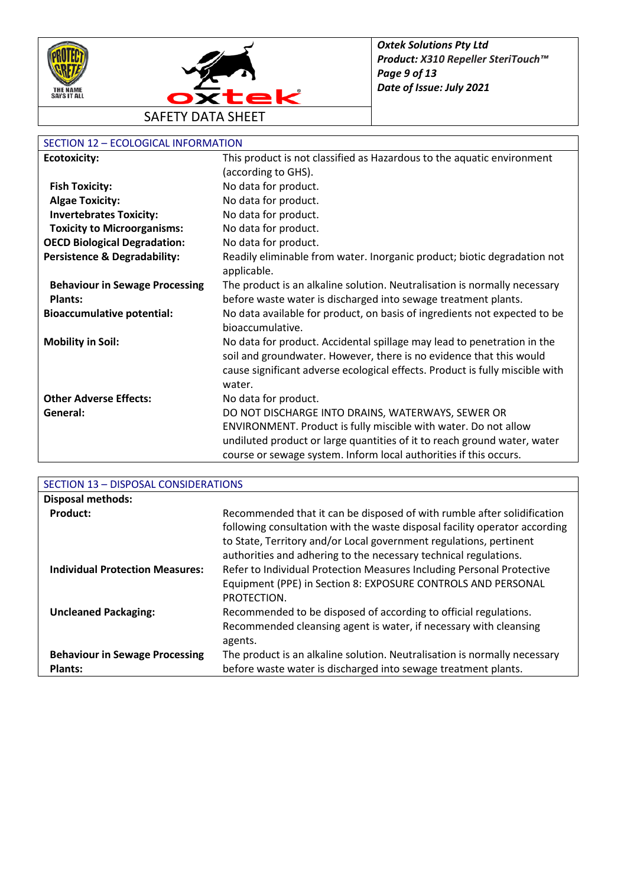## SECTION 12 – ECOLOGICAL INFORMATION

| | |
|---|---|
| **Ecotoxicity:** | This product is not classified as Hazardous to the aquatic environment (according to GHS). |
| **Fish Toxicity:** | No data for product. |
| **Algae Toxicity:** | No data for product. |
| **Invertebrates Toxicity:** | No data for product. |
| **Toxicity to Microorganisms:** | No data for product. |
| **OECD Biological Degradation:** | No data for product. |
| **Persistence & Degradability:** | Readily eliminable from water. Inorganic product; biotic degradation not applicable. |
| **Behaviour in Sewage Processing Plants:** | The product is an alkaline solution. Neutralisation is normally necessary before waste water is discharged into sewage treatment plants. |
| **Bioaccumulative potential:** | No data available for product, on basis of ingredients not expected to be bioaccumulative. |
| **Mobility in Soil:** | No data for product. Accidental spillage may lead to penetration in the soil and groundwater. However, there is no evidence that this would cause significant adverse ecological effects. Product is fully miscible with water. |
| **Other Adverse Effects:** | No data for product. |
| **General:** | DO NOT DISCHARGE INTO DRAINS, WATERWAYS, SEWER OR ENVIRONMENT. Product is fully miscible with water. Do not allow undiluted product or large quantities of it to reach ground water, water course or sewage system. Inform local authorities if this occurs. |

## SECTION 13 – DISPOSAL CONSIDERATIONS

| | |
|---|---|
| **Disposal methods:** | |
| **Product:** | Recommended that it can be disposed of with rumble after solidification following consultation with the waste disposal facility operator according to State, Territory and/or Local government regulations, pertinent authorities and adhering to the necessary technical regulations. |
| **Individual Protection Measures:** | Refer to Individual Protection Measures Including Personal Protective Equipment (PPE) in Section 8: EXPOSURE CONTROLS AND PERSONAL PROTECTION. |
| **Uncleaned Packaging:** | Recommended to be disposed of according to official regulations. Recommended cleansing agent is water, if necessary with cleansing agents. |
| **Behaviour in Sewage Processing Plants:** | The product is an alkaline solution. Neutralisation is normally necessary before waste water is discharged into sewage treatment plants. |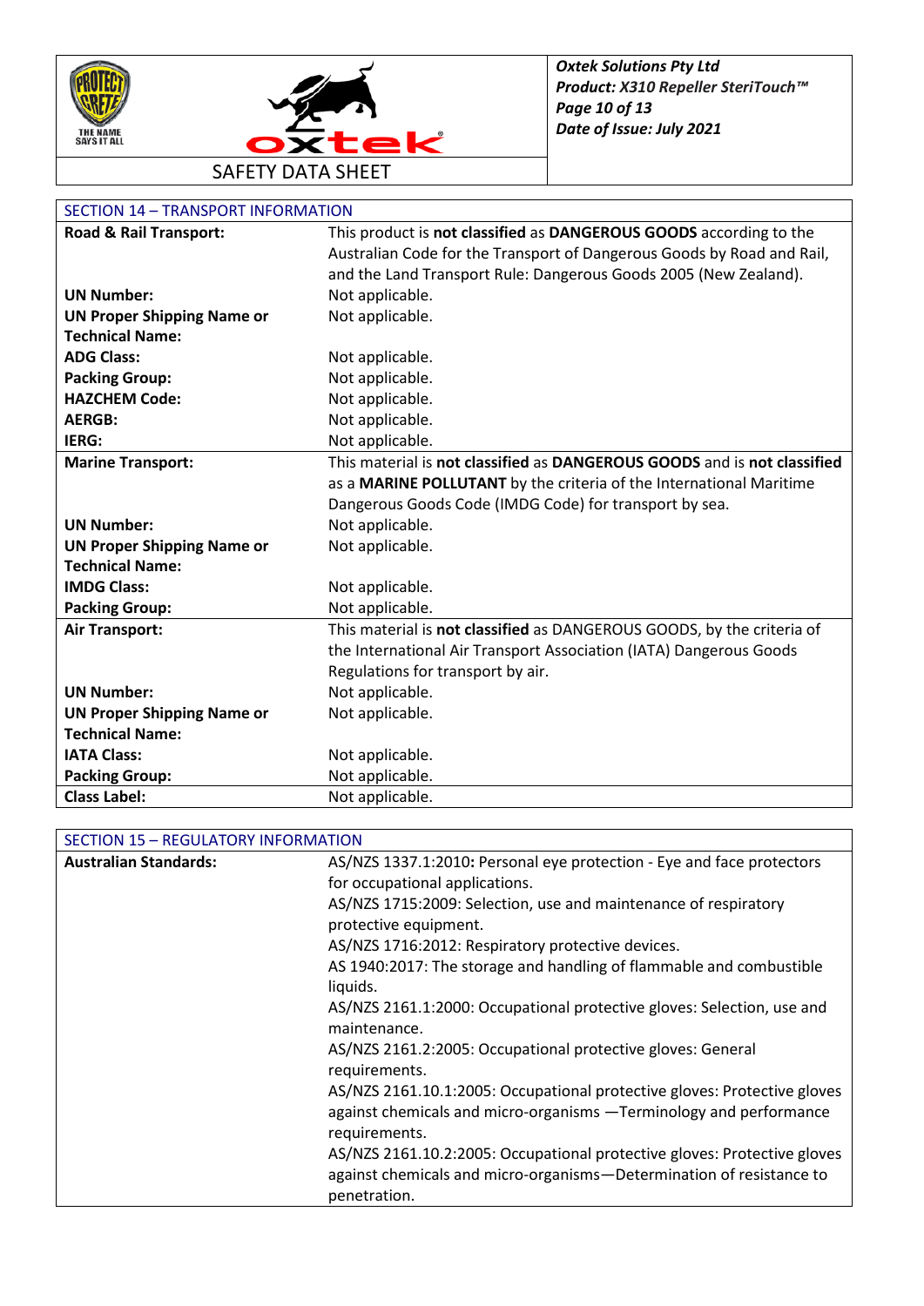## SECTION 14 – TRANSPORT INFORMATION

| | |
|---|---|
| **Road & Rail Transport:** | This product is **not classified** as **DANGEROUS GOODS** according to the Australian Code for the Transport of Dangerous Goods by Road and Rail, and the Land Transport Rule: Dangerous Goods 2005 (New Zealand). |
| **UN Number:** | Not applicable. |
| **UN Proper Shipping Name or Technical Name:** | Not applicable. |
| **ADG Class:** | Not applicable. |
| **Packing Group:** | Not applicable. |
| **HAZCHEM Code:** | Not applicable. |
| **AERGB:** | Not applicable. |
| **IERG:** | Not applicable. |
| **Marine Transport:** | This material is **not classified** as **DANGEROUS GOODS** and is **not classified** as a **MARINE POLLUTANT** by the criteria of the International Maritime Dangerous Goods Code (IMDG Code) for transport by sea. |
| **UN Number:** | Not applicable. |
| **UN Proper Shipping Name or Technical Name:** | Not applicable. |
| **IMDG Class:** | Not applicable. |
| **Packing Group:** | Not applicable. |
| **Air Transport:** | This material is **not classified** as DANGEROUS GOODS, by the criteria of the International Air Transport Association (IATA) Dangerous Goods Regulations for transport by air. |
| **UN Number:** | Not applicable. |
| **UN Proper Shipping Name or Technical Name:** | Not applicable. |
| **IATA Class:** | Not applicable. |
| **Packing Group:** | Not applicable. |
| **Class Label:** | Not applicable. |

## SECTION 15 – REGULATORY INFORMATION

| | |
|---|---|
| **Australian Standards:** | AS/NZS 1337.1:2010**:** Personal eye protection - Eye and face protectors for occupational applications.<br>AS/NZS 1715:2009: Selection, use and maintenance of respiratory protective equipment.<br>AS/NZS 1716:2012: Respiratory protective devices.<br>AS 1940:2017: The storage and handling of flammable and combustible liquids.<br>AS/NZS 2161.1:2000: Occupational protective gloves: Selection, use and maintenance.<br>AS/NZS 2161.2:2005: Occupational protective gloves: General requirements.<br>AS/NZS 2161.10.1:2005: Occupational protective gloves: Protective gloves against chemicals and micro-organisms —Terminology and performance requirements.<br>AS/NZS 2161.10.2:2005: Occupational protective gloves: Protective gloves against chemicals and micro-organisms—Determination of resistance to penetration. |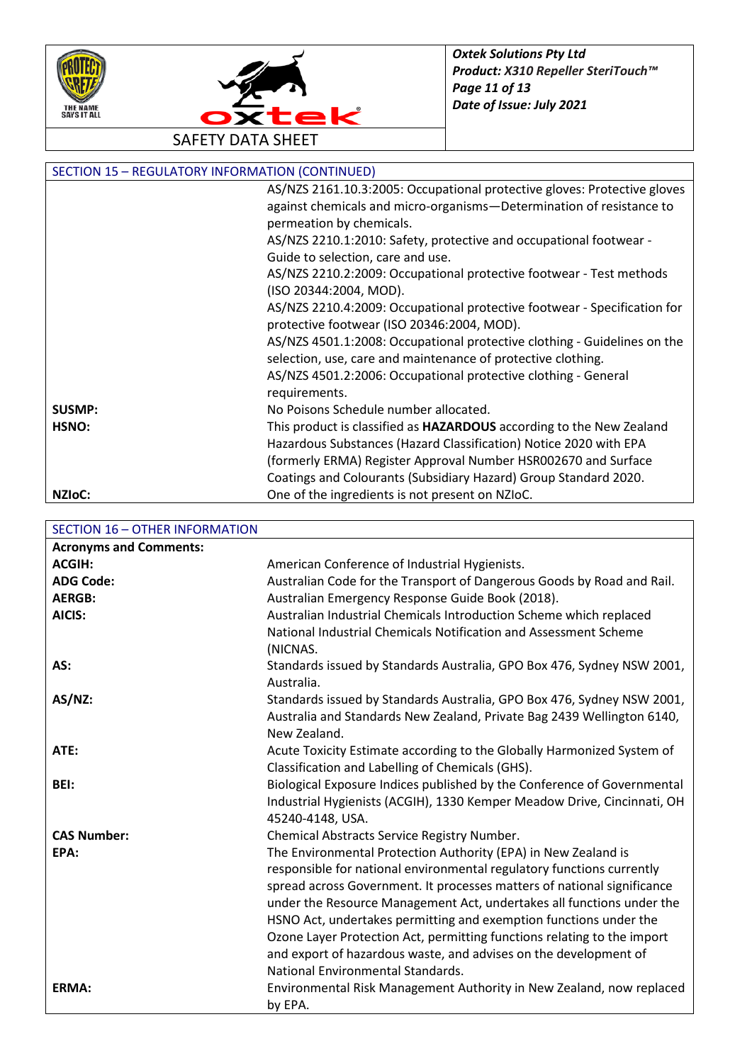## SECTION 15 – REGULATORY INFORMATION (CONTINUED)

| | |
|---|---|
| | AS/NZS 2161.10.3:2005: Occupational protective gloves: Protective gloves against chemicals and micro-organisms—Determination of resistance to permeation by chemicals. |
| | AS/NZS 2210.1:2010: Safety, protective and occupational footwear - Guide to selection, care and use. |
| | AS/NZS 2210.2:2009: Occupational protective footwear - Test methods (ISO 20344:2004, MOD). |
| | AS/NZS 2210.4:2009: Occupational protective footwear - Specification for protective footwear (ISO 20346:2004, MOD). |
| | AS/NZS 4501.1:2008: Occupational protective clothing - Guidelines on the selection, use, care and maintenance of protective clothing. |
| | AS/NZS 4501.2:2006: Occupational protective clothing - General requirements. |
| **SUSMP:** | No Poisons Schedule number allocated. |
| **HSNO:** | This product is classified as **HAZARDOUS** according to the New Zealand Hazardous Substances (Hazard Classification) Notice 2020 with EPA (formerly ERMA) Register Approval Number HSR002670 and Surface Coatings and Colourants (Subsidiary Hazard) Group Standard 2020. |
| **NZIoC:** | One of the ingredients is not present on NZIoC. |

## SECTION 16 – OTHER INFORMATION

**Acronyms and Comments:**

| | |
|---|---|
| **ACGIH:** | American Conference of Industrial Hygienists. |
| **ADG Code:** | Australian Code for the Transport of Dangerous Goods by Road and Rail. |
| **AERGB:** | Australian Emergency Response Guide Book (2018). |
| **AICIS:** | Australian Industrial Chemicals Introduction Scheme which replaced National Industrial Chemicals Notification and Assessment Scheme (NICNAS. |
| **AS:** | Standards issued by Standards Australia, GPO Box 476, Sydney NSW 2001, Australia. |
| **AS/NZ:** | Standards issued by Standards Australia, GPO Box 476, Sydney NSW 2001, Australia and Standards New Zealand, Private Bag 2439 Wellington 6140, New Zealand. |
| **ATE:** | Acute Toxicity Estimate according to the Globally Harmonized System of Classification and Labelling of Chemicals (GHS). |
| **BEI:** | Biological Exposure Indices published by the Conference of Governmental Industrial Hygienists (ACGIH), 1330 Kemper Meadow Drive, Cincinnati, OH 45240-4148, USA. |
| **CAS Number:** | Chemical Abstracts Service Registry Number. |
| **EPA:** | The Environmental Protection Authority (EPA) in New Zealand is responsible for national environmental regulatory functions currently spread across Government. It processes matters of national significance under the Resource Management Act, undertakes all functions under the HSNO Act, undertakes permitting and exemption functions under the Ozone Layer Protection Act, permitting functions relating to the import and export of hazardous waste, and advises on the development of National Environmental Standards. |
| **ERMA:** | Environmental Risk Management Authority in New Zealand, now replaced by EPA. |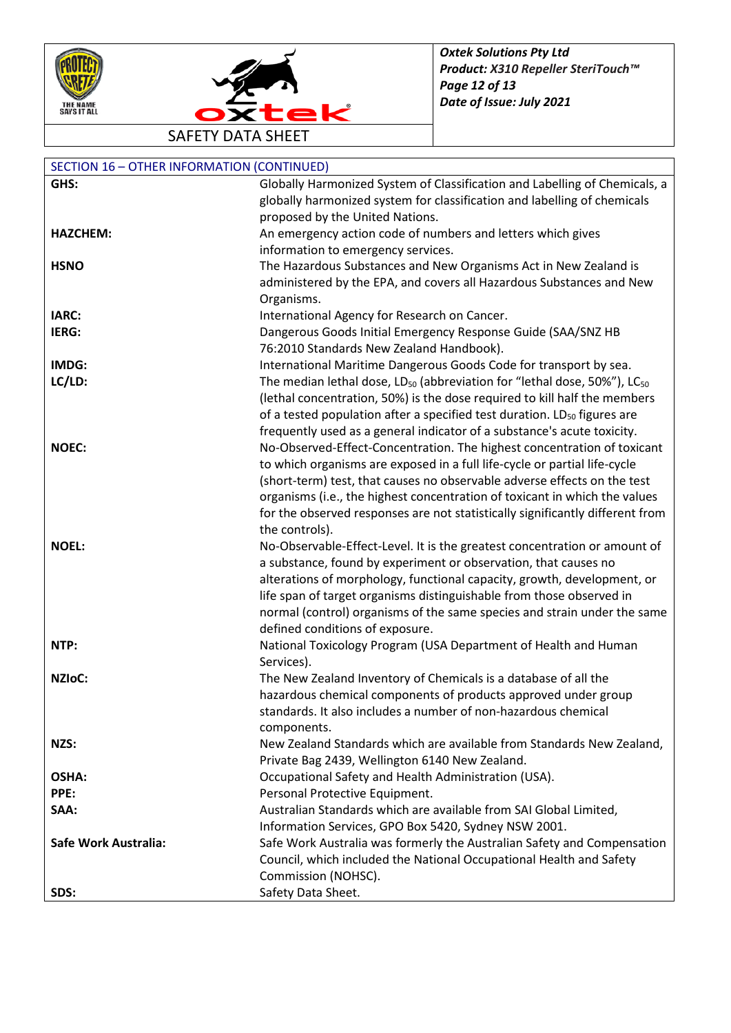## SECTION 16 – OTHER INFORMATION (CONTINUED)

| | |
|---|---|
| **GHS:** | Globally Harmonized System of Classification and Labelling of Chemicals, a globally harmonized system for classification and labelling of chemicals proposed by the United Nations. |
| **HAZCHEM:** | An emergency action code of numbers and letters which gives information to emergency services. |
| **HSNO** | The Hazardous Substances and New Organisms Act in New Zealand is administered by the EPA, and covers all Hazardous Substances and New Organisms. |
| **IARC:** | International Agency for Research on Cancer. |
| **IERG:** | Dangerous Goods Initial Emergency Response Guide (SAA/SNZ HB 76:2010 Standards New Zealand Handbook). |
| **IMDG:** | International Maritime Dangerous Goods Code for transport by sea. |
| **LC/LD:** | The median lethal dose, $LD_{50}$ (abbreviation for "lethal dose, 50%"), $LC_{50}$ (lethal concentration, 50%) is the dose required to kill half the members of a tested population after a specified test duration. $LD_{50}$ figures are frequently used as a general indicator of a substance's acute toxicity. |
| **NOEC:** | No-Observed-Effect-Concentration. The highest concentration of toxicant to which organisms are exposed in a full life-cycle or partial life-cycle (short-term) test, that causes no observable adverse effects on the test organisms (i.e., the highest concentration of toxicant in which the values for the observed responses are not statistically significantly different from the controls). |
| **NOEL:** | No-Observable-Effect-Level. It is the greatest concentration or amount of a substance, found by experiment or observation, that causes no alterations of morphology, functional capacity, growth, development, or life span of target organisms distinguishable from those observed in normal (control) organisms of the same species and strain under the same defined conditions of exposure. |
| **NTP:** | National Toxicology Program (USA Department of Health and Human Services). |
| **NZIoC:** | The New Zealand Inventory of Chemicals is a database of all the hazardous chemical components of products approved under group standards. It also includes a number of non-hazardous chemical components. |
| **NZS:** | New Zealand Standards which are available from Standards New Zealand, Private Bag 2439, Wellington 6140 New Zealand. |
| **OSHA:** | Occupational Safety and Health Administration (USA). |
| **PPE:** | Personal Protective Equipment. |
| **SAA:** | Australian Standards which are available from SAI Global Limited, Information Services, GPO Box 5420, Sydney NSW 2001. |
| **Safe Work Australia:** | Safe Work Australia was formerly the Australian Safety and Compensation Council, which included the National Occupational Health and Safety Commission (NOHSC). |
| **SDS:** | Safety Data Sheet. |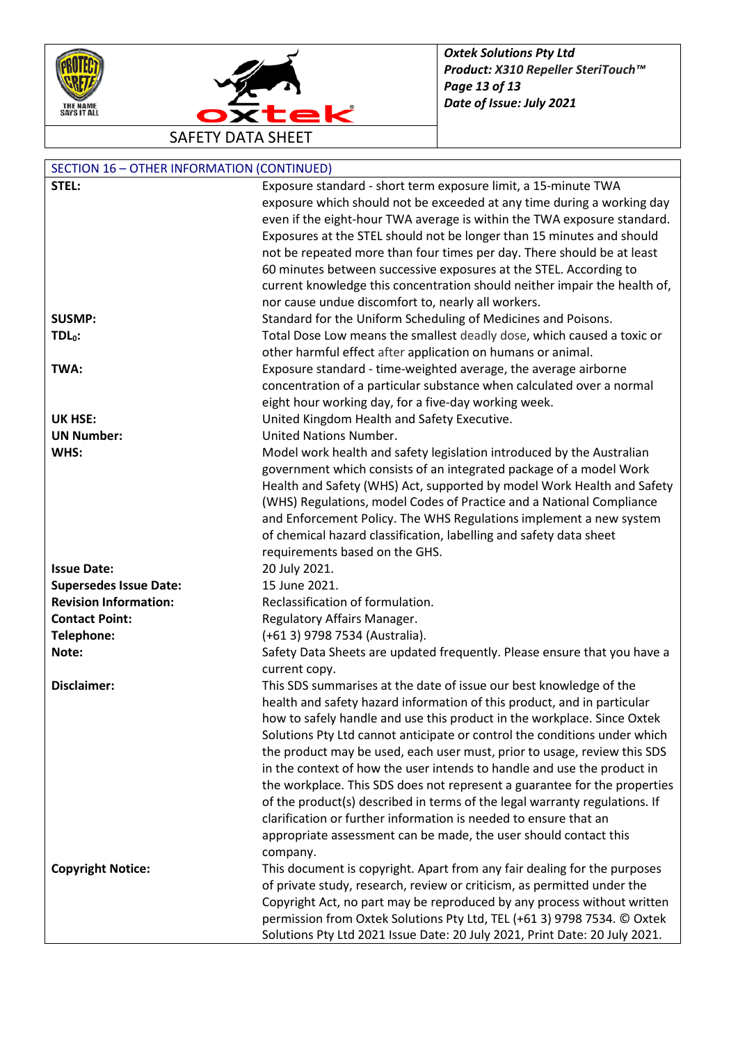SECTION 16 – OTHER INFORMATION (CONTINUED)

| | |
|---|---|
| **STEL:** | Exposure standard - short term exposure limit, a 15-minute TWA exposure which should not be exceeded at any time during a working day even if the eight-hour TWA average is within the TWA exposure standard. Exposures at the STEL should not be longer than 15 minutes and should not be repeated more than four times per day. There should be at least 60 minutes between successive exposures at the STEL. According to current knowledge this concentration should neither impair the health of, nor cause undue discomfort to, nearly all workers. |
| **SUSMP:** | Standard for the Uniform Scheduling of Medicines and Poisons. |
| **$TDL_0$:** | Total Dose Low means the smallest deadly dose, which caused a toxic or other harmful effect after application on humans or animal. |
| **TWA:** | Exposure standard - time-weighted average, the average airborne concentration of a particular substance when calculated over a normal eight hour working day, for a five-day working week. |
| **UK HSE:** | United Kingdom Health and Safety Executive. |
| **UN Number:** | United Nations Number. |
| **WHS:** | Model work health and safety legislation introduced by the Australian government which consists of an integrated package of a model Work Health and Safety (WHS) Act, supported by model Work Health and Safety (WHS) Regulations, model Codes of Practice and a National Compliance and Enforcement Policy. The WHS Regulations implement a new system of chemical hazard classification, labelling and safety data sheet requirements based on the GHS. |
| **Issue Date:** | 20 July 2021. |
| **Supersedes Issue Date:** | 15 June 2021. |
| **Revision Information:** | Reclassification of formulation. |
| **Contact Point:** | Regulatory Affairs Manager. |
| **Telephone:** | (+61 3) 9798 7534 (Australia). |
| **Note:** | Safety Data Sheets are updated frequently. Please ensure that you have a current copy. |
| **Disclaimer:** | This SDS summarises at the date of issue our best knowledge of the health and safety hazard information of this product, and in particular how to safely handle and use this product in the workplace. Since Oxtek Solutions Pty Ltd cannot anticipate or control the conditions under which the product may be used, each user must, prior to usage, review this SDS in the context of how the user intends to handle and use the product in the workplace. This SDS does not represent a guarantee for the properties of the product(s) described in terms of the legal warranty regulations. If clarification or further information is needed to ensure that an appropriate assessment can be made, the user should contact this company. |
| **Copyright Notice:** | This document is copyright. Apart from any fair dealing for the purposes of private study, research, review or criticism, as permitted under the Copyright Act, no part may be reproduced by any process without written permission from Oxtek Solutions Pty Ltd, TEL (+61 3) 9798 7534. © Oxtek Solutions Pty Ltd 2021 Issue Date: 20 July 2021, Print Date: 20 July 2021. |